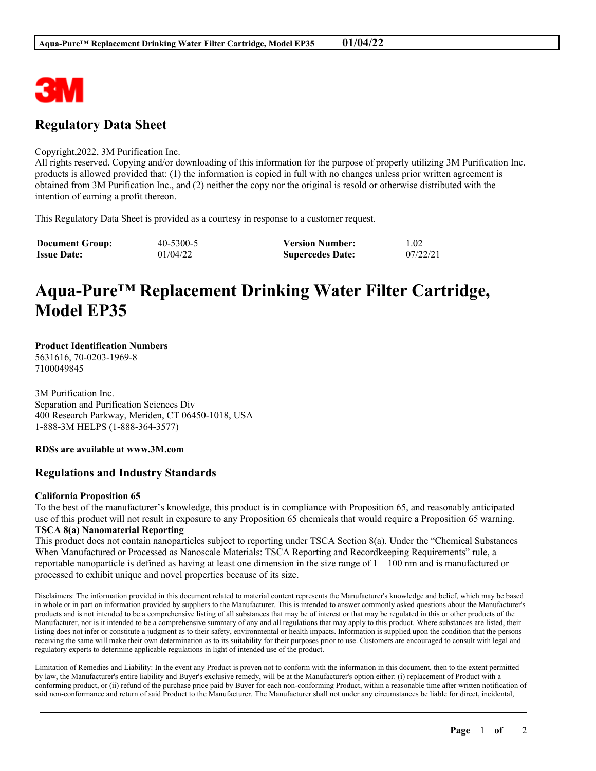3M

## Regulatory Data Sheet

Copyright,2022, 3M Purification Inc.
All rights reserved. Copying and/or downloading of this information for the purpose of properly utilizing 3M Purification Inc. products is allowed provided that: (1) the information is copied in full with no changes unless prior written agreement is obtained from 3M Purification Inc., and (2) neither the copy nor the original is resold or otherwise distributed with the intention of earning a profit thereon.

This Regulatory Data Sheet is provided as a courtesy in response to a customer request.

| | | | |
|---|---|---|---|
| **Document Group:** | 40-5300-5 | **Version Number:** | 1.02 |
| **Issue Date:** | 01/04/22 | **Supercedes Date:** | 07/22/21 |

# Aqua-Pure™ Replacement Drinking Water Filter Cartridge, Model EP35

**Product Identification Numbers**
5631616, 70-0203-1969-8
7100049845

3M Purification Inc.
Separation and Purification Sciences Div
400 Research Parkway, Meriden, CT 06450-1018, USA
1-888-3M HELPS (1-888-364-3577)

**RDSs are available at www.3M.com**

## Regulations and Industry Standards

**California Proposition 65**
To the best of the manufacturer's knowledge, this product is in compliance with Proposition 65, and reasonably anticipated use of this product will not result in exposure to any Proposition 65 chemicals that would require a Proposition 65 warning.

**TSCA 8(a) Nanomaterial Reporting**
This product does not contain nanoparticles subject to reporting under TSCA Section 8(a). Under the "Chemical Substances When Manufactured or Processed as Nanoscale Materials: TSCA Reporting and Recordkeeping Requirements" rule, a reportable nanoparticle is defined as having at least one dimension in the size range of 1 – 100 nm and is manufactured or processed to exhibit unique and novel properties because of its size.

Disclaimers: The information provided in this document related to material content represents the Manufacturer's knowledge and belief, which may be based in whole or in part on information provided by suppliers to the Manufacturer. This is intended to answer commonly asked questions about the Manufacturer's products and is not intended to be a comprehensive listing of all substances that may be of interest or that may be regulated in this or other products of the Manufacturer, nor is it intended to be a comprehensive summary of any and all regulations that may apply to this product. Where substances are listed, their listing does not infer or constitute a judgment as to their safety, environmental or health impacts. Information is supplied upon the condition that the persons receiving the same will make their own determination as to its suitability for their purposes prior to use. Customers are encouraged to consult with legal and regulatory experts to determine applicable regulations in light of intended use of the product.

Limitation of Remedies and Liability: In the event any Product is proven not to conform with the information in this document, then to the extent permitted by law, the Manufacturer's entire liability and Buyer's exclusive remedy, will be at the Manufacturer's option either: (i) replacement of Product with a conforming product, or (ii) refund of the purchase price paid by Buyer for each non-conforming Product, within a reasonable time after written notification of said non-conformance and return of said Product to the Manufacturer. The Manufacturer shall not under any circumstances be liable for direct, incidental,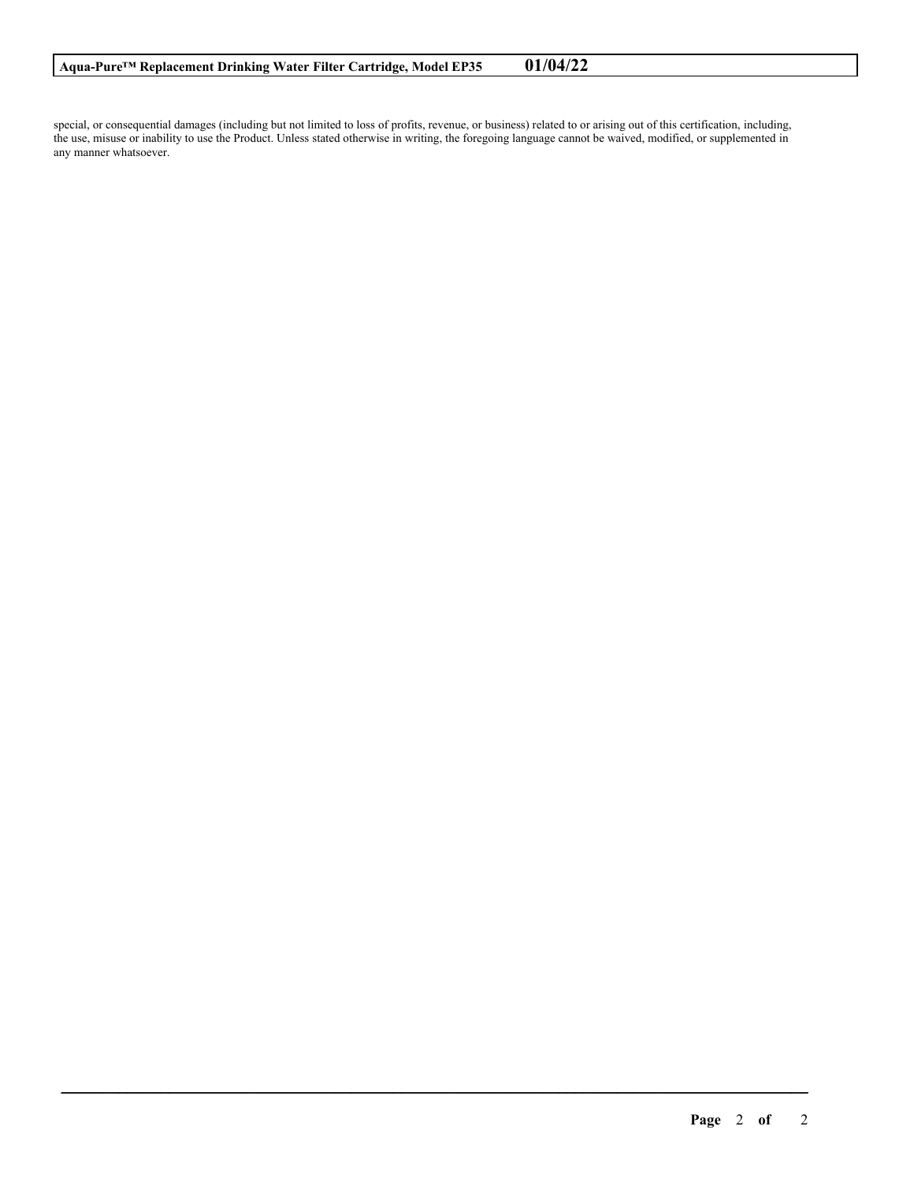special, or consequential damages (including but not limited to loss of profits, revenue, or business) related to or arising out of this certification, including, the use, misuse or inability to use the Product. Unless stated otherwise in writing, the foregoing language cannot be waived, modified, or supplemented in any manner whatsoever.